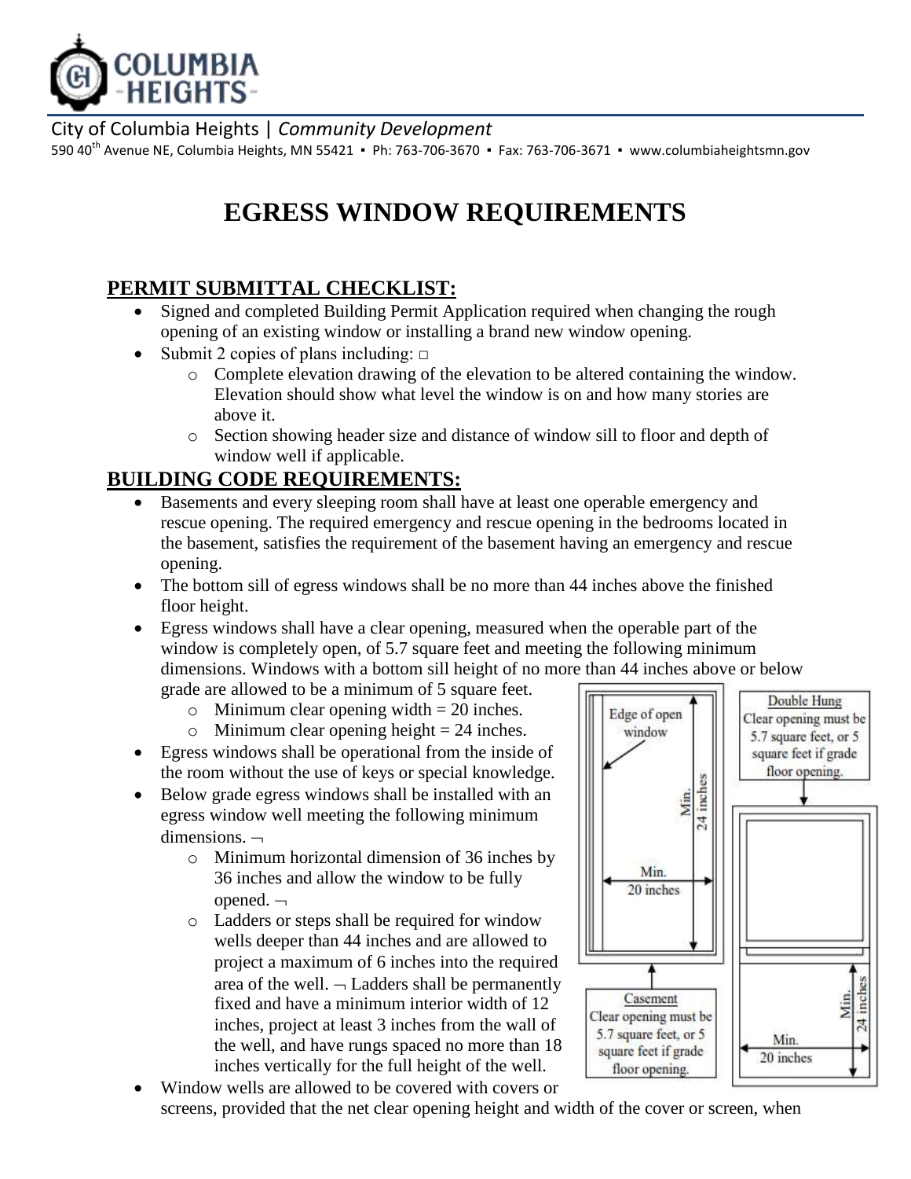City of Columbia Heights | *Community Development*

590 40th Avenue NE, Columbia Heights, MN 55421 ▪ Ph: 763-706-3670 ▪ Fax: 763-706-3671 ▪ www.columbiaheightsmn.gov

# EGRESS WINDOW REQUIREMENTS

## PERMIT SUBMITTAL CHECKLIST:

- Signed and completed Building Permit Application required when changing the rough opening of an existing window or installing a brand new window opening.
- Submit 2 copies of plans including: □
  - Complete elevation drawing of the elevation to be altered containing the window. Elevation should show what level the window is on and how many stories are above it.
  - Section showing header size and distance of window sill to floor and depth of window well if applicable.

## BUILDING CODE REQUIREMENTS:

- Basements and every sleeping room shall have at least one operable emergency and rescue opening. The required emergency and rescue opening in the bedrooms located in the basement, satisfies the requirement of the basement having an emergency and rescue opening.
- The bottom sill of egress windows shall be no more than 44 inches above the finished floor height.
- Egress windows shall have a clear opening, measured when the operable part of the window is completely open, of 5.7 square feet and meeting the following minimum dimensions. Windows with a bottom sill height of no more than 44 inches above or below grade are allowed to be a minimum of 5 square feet.
  - Minimum clear opening width = 20 inches.
  - Minimum clear opening height = 24 inches.
- Egress windows shall be operational from the inside of the room without the use of keys or special knowledge.
- Below grade egress windows shall be installed with an egress window well meeting the following minimum dimensions. ¬
  - Minimum horizontal dimension of 36 inches by 36 inches and allow the window to be fully opened. ¬
  - Ladders or steps shall be required for window wells deeper than 44 inches and are allowed to project a maximum of 6 inches into the required area of the well. ¬ Ladders shall be permanently fixed and have a minimum interior width of 12 inches, project at least 3 inches from the wall of the well, and have rungs spaced no more than 18 inches vertically for the full height of the well.

Edge of open window

Min. 24 inches

Min. 20 inches

Casement
Clear opening must be 5.7 square feet, or 5 square feet if grade floor opening.

Double Hung
Clear opening must be 5.7 square feet, or 5 square feet if grade floor opening.

Min. 24 inches

Min. 20 inches

- Window wells are allowed to be covered with covers or screens, provided that the net clear opening height and width of the cover or screen, when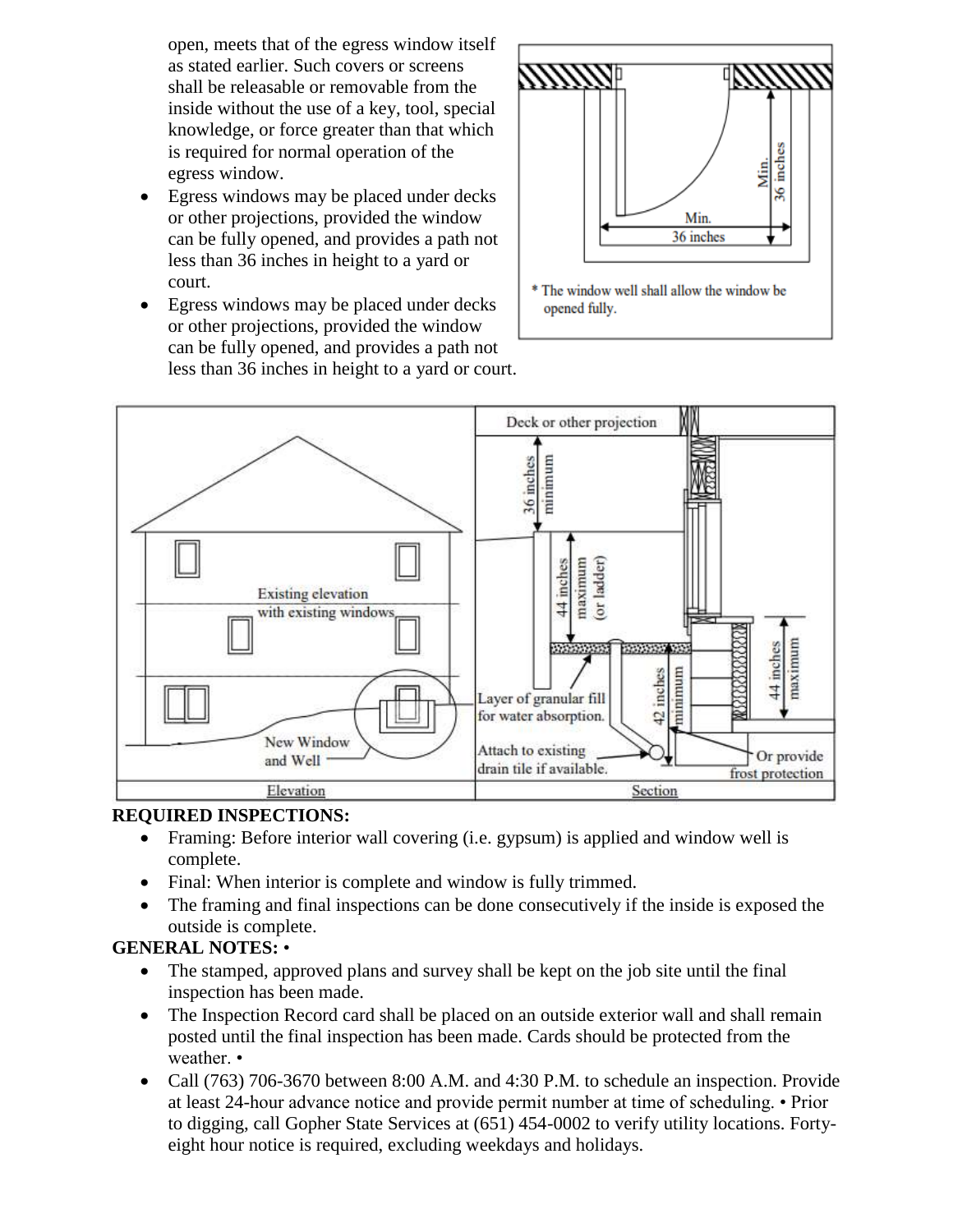open, meets that of the egress window itself as stated earlier. Such covers or screens shall be releasable or removable from the inside without the use of a key, tool, special knowledge, or force greater than that which is required for normal operation of the egress window.

- Egress windows may be placed under decks or other projections, provided the window can be fully opened, and provides a path not less than 36 inches in height to a yard or court.
- Egress windows may be placed under decks or other projections, provided the window can be fully opened, and provides a path not less than 36 inches in height to a yard or court.

Min. 36 inches

Min. 36 inches

* The window well shall allow the window be opened fully.

Existing elevation with existing windows

New Window and Well

Elevation

Deck or other projection

36 inches minimum

44 inches maximum (or ladder)

Layer of granular fill for water absorption.

42 inches minimum

Attach to existing drain tile if available.

44 inches maximum

Or provide frost protection

Section

**REQUIRED INSPECTIONS:**

- Framing: Before interior wall covering (i.e. gypsum) is applied and window well is complete.
- Final: When interior is complete and window is fully trimmed.
- The framing and final inspections can be done consecutively if the inside is exposed the outside is complete.

**GENERAL NOTES:** •

- The stamped, approved plans and survey shall be kept on the job site until the final inspection has been made.
- The Inspection Record card shall be placed on an outside exterior wall and shall remain posted until the final inspection has been made. Cards should be protected from the weather. •
- Call (763) 706-3670 between 8:00 A.M. and 4:30 P.M. to schedule an inspection. Provide at least 24-hour advance notice and provide permit number at time of scheduling. • Prior to digging, call Gopher State Services at (651) 454-0002 to verify utility locations. Forty-eight hour notice is required, excluding weekdays and holidays.